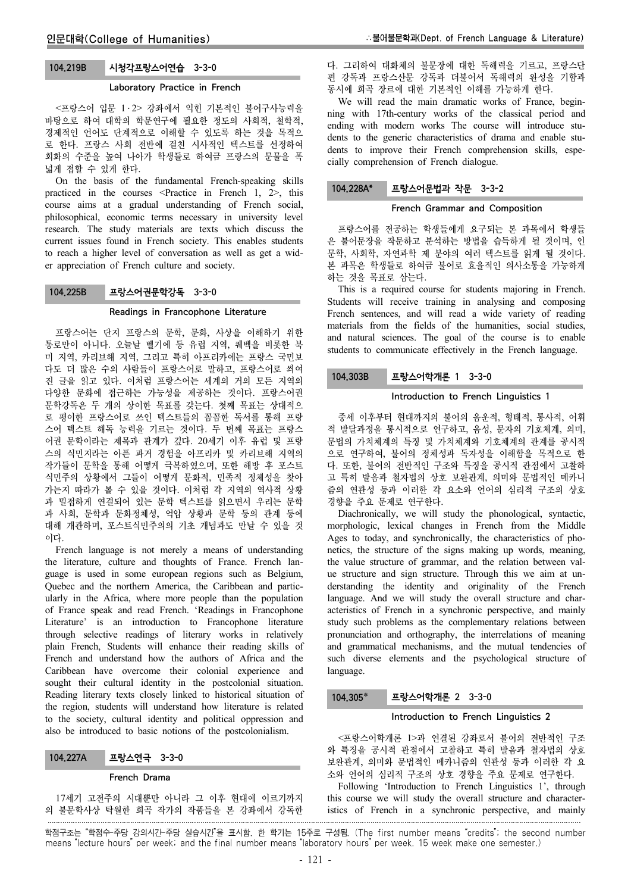### 104.219B 시청각프랑스어연습 3-3-0

#### Laboratory Practice in French

<프랑스어 입문 1·2> 강좌에서 익힌 기본적인 불어구사능력을 바탕으로 하여 대학의 학문연구에 필요한 정도의 사회적, 철학적, 경제적인 언어도 단계적으로 이해할 수 있도록 하는 것을 목적으로 한다. 프랑스 사회 전반에 걸친 시사적인 텍스트를 선정하여 회화의 수준을 높여 나아가 학생들로 하여금 프랑스의 문물을 폭넓게 접할 수 있게 한다.

On the basis of the fundamental French-speaking skills practiced in the courses <Practice in French 1, 2>, this course aims at a gradual understanding of French social, philosophical, economic terms necessary in university level research. The study materials are texts which discuss the current issues found in French society. This enables students to reach a higher level of conversation as well as get a wider appreciation of French culture and society.

### 104.225B 프랑스어권문학강독 3-3-0

#### Readings in Francophone Literature

프랑스어는 단지 프랑스의 문학, 문화, 사상을 이해하기 위한 통로만이 아니다. 오늘날 벨기에 등 유럽 지역, 퀘벡을 비롯한 북미 지역, 카리브해 지역, 그리고 특히 아프리카에는 프랑스 국민보다도 더 많은 수의 사람들이 프랑스어로 말하고, 프랑스어로 씌여진 글을 읽고 있다. 이처럼 프랑스어는 세계의 거의 모든 지역의 다양한 문화에 접근하는 가능성을 제공하는 것이다. 프랑스어권문학강독은 두 개의 상이한 목표를 갖는다. 첫째 목표는 상대적으로 평이한 프랑스어로 쓰인 텍스트들의 꼼꼼한 독서를 통해 프랑스어 텍스트 해독 능력을 기르는 것이다. 두 번째 목표는 프랑스어권 문학이라는 제목과 관계가 깊다. 20세기 이후 유럽 및 프랑스의 식민지라는 아픈 과거 경험을 아프리카 및 카리브해 지역의 작가들이 문학을 통해 어떻게 극복하였으며, 또한 해방 후 포스트식민주의 상황에서 그들이 어떻게 문화적, 민족적 정체성을 찾아가는지 따라가 볼 수 있을 것이다. 이처럼 각 지역의 역사적 상황과 밀접하게 연결되어 있는 문학 텍스트를 읽으면서 우리는 문학과 사회, 문학과 문화정체성, 억압 상황과 문학 등의 관계 등에 대해 개관하며, 포스트식민주의의 기초 개념과도 만날 수 있을 것이다.

French language is not merely a means of understanding the literature, culture and thoughts of France. French language is used in some european regions such as Belgium, Quebec and the northern America, the Caribbean and particularly in the Africa, where more people than the population of France speak and read French. 'Readings in Francophone Literature' is an introduction to Francophone literature through selective readings of literary works in relatively plain French, Students will enhance their reading skills of French and understand how the authors of Africa and the Caribbean have overcome their colonial experience and sought their cultural identity in the postcolonial situation. Reading literary texts closely linked to historical situation of the region, students will understand how literature is related to the society, cultural identity and political oppression and also be introduced to basic notions of the postcolonialism.

### 104.227A 프랑스연극 3-3-0

#### French Drama

17세기 고전주의 시대뿐만 아니라 그 이후 현대에 이르기까지의 불문학사상 탁월한 희곡 작가의 작품들을 본 강좌에서 강독한다. 그리하여 대화체의 불문장에 대한 독해력을 기르고, 프랑스단편 강독과 프랑스산문 강독과 더불어서 독해력의 완성을 기함과 동시에 희곡 장르에 대한 기본적인 이해를 가능하게 한다.

We will read the main dramatic works of France, beginning with 17th-century works of the classical period and ending with modern works The course will introduce students to the generic characteristics of drama and enable students to improve their French comprehension skills, especially comprehension of French dialogue.

### 104.228A* 프랑스어문법과 작문 3-3-2

#### French Grammar and Composition

프랑스어를 전공하는 학생들에게 요구되는 본 과목에서 학생들은 불어문장을 작문하고 분석하는 방법을 습득하게 될 것이며, 인문학, 사회학, 자연과학 제 분야의 여러 텍스트를 읽게 될 것이다. 본 과목은 학생들로 하여금 불어로 효율적인 의사소통을 가능하게 하는 것을 목표로 삼는다.

This is a required course for students majoring in French. Students will receive training in analysing and composing French sentences, and will read a wide variety of reading materials from the fields of the humanities, social studies, and natural sciences. The goal of the course is to enable students to communicate effectively in the French language.

### 104.303B 프랑스어학개론 1 3-3-0

#### Introduction to French Linguistics 1

중세 이후부터 현대까지의 불어의 음운적, 형태적, 통사적, 어휘적 발달과정을 통시적으로 연구하고, 음성, 문자의 기호체계, 의미, 문법의 가치체계의 특징 및 가치체계와 기호체계의 관계를 공시적으로 연구하여, 불어의 정체성과 독자성을 이해함을 목적으로 한다. 또한, 불어의 전반적인 구조와 특징을 공시적 관점에서 고찰하고 특히 발음과 철자법의 상호 보완관계, 의미와 문법적인 메카니즘의 연관성 등과 이러한 각 요소와 언어의 심리적 구조의 상호 경향을 주요 문제로 연구한다.

Diachronically, we will study the phonological, syntactic, morphologic, lexical changes in French from the Middle Ages to today, and synchronically, the characteristics of phonetics, the structure of the signs making up words, meaning, the value structure of grammar, and the relation between value structure and sign structure. Through this we aim at understanding the identity and originality of the French language. And we will study the overall structure and characteristics of French in a synchronic perspective, and mainly study such problems as the complementary relations between pronunciation and orthography, the interrelations of meaning and grammatical mechanisms, and the mutual tendencies of such diverse elements and the psychological structure of language.

### 104.305* 프랑스어학개론 2 3-3-0

#### Introduction to French Linguistics 2

<프랑스어학개론 1>과 연결된 강좌로서 불어의 전반적인 구조와 특징을 공시적 관점에서 고찰하고 특히 발음과 철자법의 상호 보완관계, 의미와 문법적인 메카니즘의 연관성 등과 이러한 각 요소와 언어의 심리적 구조의 상호 경향을 주요 문제로 연구한다.

Following 'Introduction to French Linguistics 1', through this course we will study the overall structure and characteristics of French in a synchronic perspective, and mainly

학점구조는 "학점수-주당 강의시간-주당 실습시간"을 표시함. 한 학기는 15주로 구성됨. (The first number means "credits"; the second number means "lecture hours" per week; and the final number means "laboratory hours" per week. 15 week make one semester.)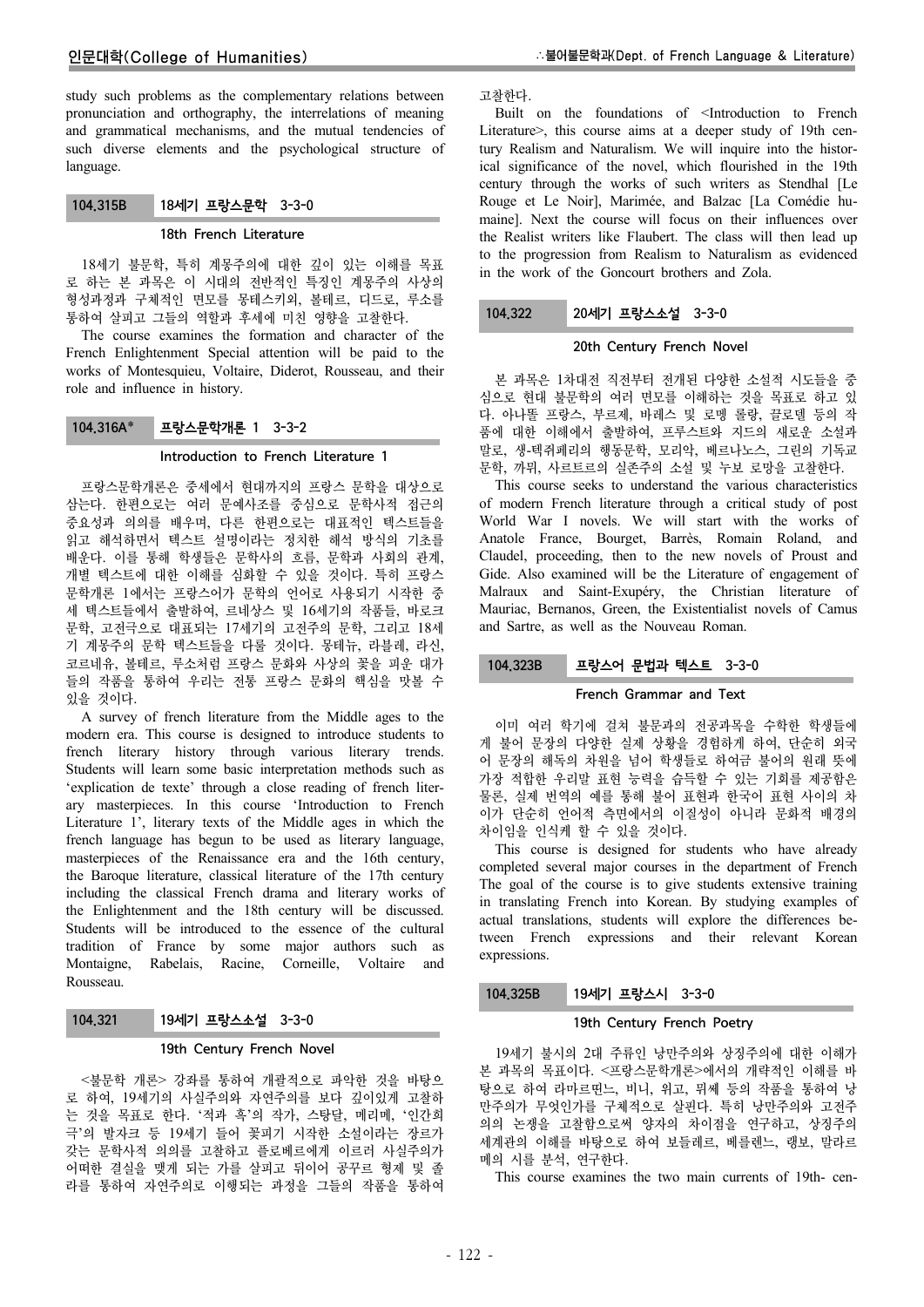study such problems as the complementary relations between pronunciation and orthography, the interrelations of meaning and grammatical mechanisms, and the mutual tendencies of such diverse elements and the psychological structure of language.

## 104.315B 18세기 프랑스문학 3-3-0

### 18th French Literature

18세기 불문학, 특히 계몽주의에 대한 깊이 있는 이해를 목표로 하는 본 과목은 이 시대의 전반적인 특징인 계몽주의 사상의 형성과정과 구체적인 면모를 몽테스키외, 볼테르, 디드로, 루소를 통하여 살피고 그들의 역할과 후세에 미친 영향을 고찰한다.

The course examines the formation and character of the French Enlightenment Special attention will be paid to the works of Montesquieu, Voltaire, Diderot, Rousseau, and their role and influence in history.

## 104.316A* 프랑스문학개론 1 3-3-2

### Introduction to French Literature 1

프랑스문학개론은 중세에서 현대까지의 프랑스 문학을 대상으로 삼는다. 한편으로는 여러 문예사조를 중심으로 문학사적 접근의 중요성과 의의를 배우며, 다른 한편으로는 대표적인 텍스트들을 읽고 해석하면서 텍스트 설명이라는 정치한 해석 방식의 기초를 배운다. 이를 통해 학생들은 문학사의 흐름, 문학과 사회의 관계, 개별 텍스트에 대한 이해를 심화할 수 있을 것이다. 특히 프랑스 문학개론 1에서는 프랑스어가 문학의 언어로 사용되기 시작한 중세 텍스트들에서 출발하여, 르네상스 및 16세기의 작품들, 바로크 문학, 고전극으로 대표되는 17세기의 고전주의 문학, 그리고 18세기 계몽주의 문학 텍스트들을 다룰 것이다. 몽테뉴, 라블레, 라신, 코르네유, 볼테르, 루소처럼 프랑스 문화와 사상의 꽃을 피운 대가들의 작품을 통하여 우리는 전통 프랑스 문화의 핵심을 맛볼 수 있을 것이다.

A survey of french literature from the Middle ages to the modern era. This course is designed to introduce students to french literary history through various literary trends. Students will learn some basic interpretation methods such as 'explication de texte' through a close reading of french literary masterpieces. In this course 'Introduction to French Literature 1', literary texts of the Middle ages in which the french language has begun to be used as literary language, masterpieces of the Renaissance era and the 16th century, the Baroque literature, classical literature of the 17th century including the classical French drama and literary works of the Enlightenment and the 18th century will be discussed. Students will be introduced to the essence of the cultural tradition of France by some major authors such as Montaigne, Rabelais, Racine, Corneille, Voltaire and Rousseau.

## 104.321 19세기 프랑스소설 3-3-0

### 19th Century French Novel

<불문학 개론> 강좌를 통하여 개괄적으로 파악한 것을 바탕으로 하여, 19세기의 사실주의와 자연주의를 보다 깊이있게 고찰하는 것을 목표로 한다. '적과 흑'의 작가, 스탕달, 메리메, '인간희극'의 발자크 등 19세기 들어 꽃피기 시작한 소설이라는 장르가 갖는 문학사적 의의를 고찰하고 플로베르에게 이르러 사실주의가 어떠한 결실을 맺게 되는 가를 살피고 뒤이어 공꾸르 형제 및 졸라를 통하여 자연주의로 이행되는 과정을 그들의 작품을 통하여 고찰한다.

Built on the foundations of <Introduction to French Literature>, this course aims at a deeper study of 19th century Realism and Naturalism. We will inquire into the historical significance of the novel, which flourished in the 19th century through the works of such writers as Stendhal [Le Rouge et Le Noir], Marimée, and Balzac [La Comédie humaine]. Next the course will focus on their influences over the Realist writers like Flaubert. The class will then lead up to the progression from Realism to Naturalism as evidenced in the work of the Goncourt brothers and Zola.

## 104.322 20세기 프랑스소설 3-3-0

### 20th Century French Novel

본 과목은 1차대전 직전부터 전개된 다양한 소설적 시도들을 중심으로 현대 불문학의 여러 면모를 이해하는 것을 목표로 하고 있다. 아나똘 프랑스, 부르제, 바레스 및 로멩 롤랑, 끌로델 등의 작품에 대한 이해에서 출발하여, 프루스트와 지드의 새로운 소설과 말로, 생-텍쥐페리의 행동문학, 모리악, 베르나노스, 그린의 기독교 문학, 까뮈, 사르트르의 실존주의 소설 및 누보 로망을 고찰한다.

This course seeks to understand the various characteristics of modern French literature through a critical study of post World War I novels. We will start with the works of Anatole France, Bourget, Barrès, Romain Roland, and Claudel, proceeding, then to the new novels of Proust and Gide. Also examined will be the Literature of engagement of Malraux and Saint-Exupéry, the Christian literature of Mauriac, Bernanos, Green, the Existentialist novels of Camus and Sartre, as well as the Nouveau Roman.

## 104.323B 프랑스어 문법과 텍스트 3-3-0

### French Grammar and Text

이미 여러 학기에 걸쳐 불문과의 전공과목을 수학한 학생들에게 불어 문장의 다양한 실제 상황을 경험하게 하여, 단순히 외국어 문장의 해독의 차원을 넘어 학생들로 하여금 불어의 원래 뜻에 가장 적합한 우리말 표현 능력을 습득할 수 있는 기회를 제공함은 물론, 실제 번역의 예를 통해 불어 표현과 한국어 표현 사이의 차이가 단순히 언어적 측면에서의 이질성이 아니라 문화적 배경의 차이임을 인식케 할 수 있을 것이다.

This course is designed for students who have already completed several major courses in the department of French The goal of the course is to give students extensive training in translating French into Korean. By studying examples of actual translations, students will explore the differences between French expressions and their relevant Korean expressions.

## 104.325B 19세기 프랑스시 3-3-0

### 19th Century French Poetry

19세기 불시의 2대 주류인 낭만주의와 상징주의에 대한 이해가 본 과목의 목표이다. <프랑스문학개론>에서의 개략적인 이해를 바탕으로 하여 라마르띤느, 비니, 위고, 뮈쎄 등의 작품을 통하여 낭만주의가 무엇인가를 구체적으로 살핀다. 특히 낭만주의와 고전주의의 논쟁을 고찰함으로써 양자의 차이점을 연구하고, 상징주의 세계관의 이해를 바탕으로 하여 보들레르, 베를렌느, 랭보, 말라르메의 시를 분석, 연구한다.

This course examines the two main currents of 19th- cen-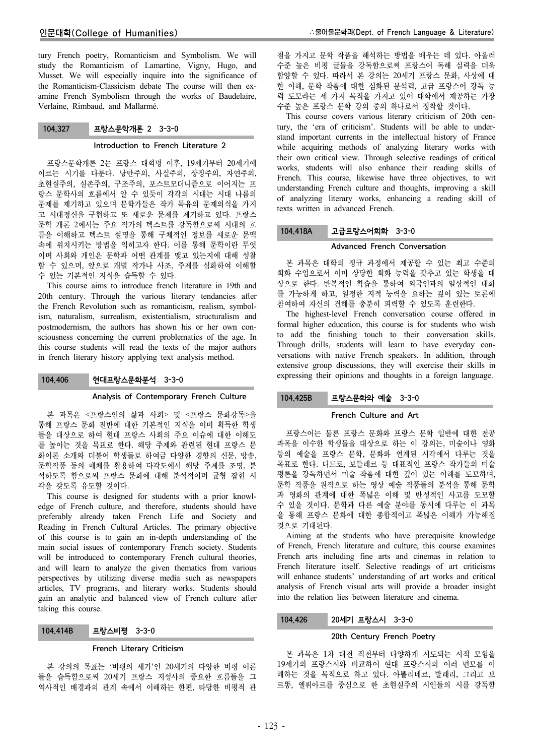tury French poetry, Romanticism and Symbolism. We will study the Romanticism of Lamartine, Vigny, Hugo, and Musset. We will especially inquire into the significance of the Romanticism-Classicism debate The course will then examine French Symbolism through the works of Baudelaire, Verlaine, Rimbaud, and Mallarmé.

### 104.327 프랑스문학개론 2 3-3-0

#### Introduction to French Literature 2

프랑스문학개론 2는 프랑스 대혁명 이후, 19세기부터 20세기에 이르는 시기를 다룬다. 낭만주의, 사실주의, 상징주의, 자연주의, 초현실주의, 실존주의, 구조주의, 포스트모더니즘으로 이어지는 프랑스 문학사의 흐름에서 알 수 있듯이 각각의 시대는 시대 나름의 문제를 제기하고 있으며 문학가들은 작가 특유의 문제의식을 가지고 시대정신을 구현하고 또 새로운 문제를 제기하고 있다. 프랑스 문학 개론 2에서는 주요 작가의 텍스트를 강독함으로써 시대의 흐름을 이해하고 텍스트 설명을 통해 구체적인 정보를 새로운 문맥 속에 위치시키는 방법을 익히고자 한다. 이를 통해 문학이란 무엇이며 사회와 개인은 문학과 어떤 관계를 맺고 있는지에 대해 성찰 할 수 있으며, 앞으로 개별 작가나 사조, 주제를 심화하여 이해할 수 있는 기본적인 지식을 습득할 수 있다.

This course aims to introduce french literature in 19th and 20th century. Through the various literary tendancies after the French Revolution such as romanticism, realism, symbolism, naturalism, surrealism, existentialism, structuralism and postmodernism, the authors has shown his or her own consciousness concerning the current problematics of the age. In this course students will read the texts of the major authors in french literary history applying text analysis method.

### 104.406 현대프랑스문화분석 3-3-0

#### Analysis of Contemporary French Culture

본 과목은 <프랑스인의 삶과 사회> 및 <프랑스 문화강독>을 통해 프랑스 문화 전반에 대한 기본적인 지식을 이미 획득한 학생들을 대상으로 하여 현대 프랑스 사회의 주요 이슈에 대한 이해도를 높이는 것을 목표로 한다. 해당 주제와 관련된 현대 프랑스 문화이론 소개와 더불어 학생들로 하여금 다양한 경향의 신문, 방송, 문학작품 등의 매체를 활용하여 다각도에서 해당 주제를 조명, 분석하도록 함으로써 프랑스 문화에 대해 분석적이며 균형 잡힌 시각을 갖도록 유도할 것이다.

This course is designed for students with a prior knowledge of French culture, and therefore, students should have preferably already taken French Life and Society and Reading in French Cultural Articles. The primary objective of this course is to gain an in-depth understanding of the main social issues of contemporary French society. Students will be introduced to contemporary French cultural theories, and will learn to analyze the given thematics from various perspectives by utilizing diverse media such as newspapers articles, TV programs, and literary works. Students should gain an analytic and balanced view of French culture after taking this course.

### 104.414B 프랑스비평 3-3-0

#### French Literary Criticism

본 강의의 목표는 '비평의 세기'인 20세기의 다양한 비평 이론들을 습득함으로써 20세기 프랑스 지성사의 중요한 흐름들을 그 역사적인 배경과의 관계 속에서 이해하는 한편, 타당한 비평적 관점을 가지고 문학 작품을 해석하는 방법을 배우는 데 있다. 아울러 수준 높은 비평 글들을 강독함으로써 프랑스어 독해 실력을 더욱 함양할 수 있다. 따라서 본 강의는 20세기 프랑스 문화, 사상에 대한 이해, 문학 작품에 대한 심화된 분석력, 고급 프랑스어 강독 능력 도모라는 세 가지 목적을 가지고 있어 대학에서 제공하는 가장 수준 높은 프랑스 문학 강의 중의 하나로서 정착할 것이다.

This course covers various literary criticism of 20th century, the 'era of criticism'. Students will be able to understand important currents in the intellectual history of France while acquiring methods of analyzing literary works with their own critical view. Through selective readings of critical works, students will also enhance their reading skills of French. This course, likewise have three objectives, to wit understanding French culture and thoughts, improving a skill of analyzing literary works, enhancing a reading skill of texts written in advanced French.

### 104.418A 고급프랑스어회화 3-3-0

#### Advanced French Conversation

본 과목은 대학의 정규 과정에서 제공할 수 있는 최고 수준의 회화 수업으로서 이미 상당한 회화 능력을 갖추고 있는 학생을 대상으로 한다. 반복적인 학습을 통하여 외국인과의 일상적인 대화를 가능하게 하고, 일정한 지적 능력을 요하는 깊이 있는 토론에 참여하여 자신의 견해를 충분히 피력할 수 있도록 훈련한다.

The highest-level French conversation course offered in formal higher education, this course is for students who wish to add the finishing touch to their conversation skills. Through drills, students will learn to have everyday conversations with native French speakers. In addition, through extensive group discussions, they will exercise their skills in expressing their opinions and thoughts in a foreign language.

### 104.425B 프랑스문화와 예술 3-3-0

#### French Culture and Art

프랑스어는 물론 프랑스 문화와 프랑스 문학 일반에 대한 전공 과목을 이수한 학생들을 대상으로 하는 이 강의는, 미술이나 영화 등의 예술을 프랑스 문학, 문화와 연계된 시각에서 다루는 것을 목표로 한다. 디드로, 보들레르 등 대표적인 프랑스 작가들의 미술 평론을 강독하면서 미술 작품에 대한 깊이 있는 이해를 도모하며, 문학 작품을 원작으로 하는 영상 예술 작품들의 분석을 통해 문학과 영화의 관계에 대한 폭넓은 이해 및 반성적인 사고를 도모할 수 있을 것이다. 문학과 다른 예술 분야를 동시에 다루는 이 과목을 통해 프랑스 문화에 대한 종합적이고 폭넓은 이해가 가능해질 것으로 기대된다.

Aiming at the students who have prerequisite knowledge of French, French literature and culture, this course examines French arts including fine arts and cinemas in relation to French literature itself. Selective readings of art criticisms will enhance students' understanding of art works and critical analysis of French visual arts will provide a broader insight into the relation lies between literature and cinema.

### 104.426 20세기 프랑스시 3-3-0

#### 20th Century French Poetry

본 과목은 1차 대전 직전부터 다양하게 시도되는 시적 모험을 19세기의 프랑스시와 비교하여 현대 프랑스시의 여러 면모를 이해하는 것을 목적으로 하고 있다. 아뽈리네르, 발레리, 그리고 브르똥, 엘뤼아르를 중심으로 한 초현실주의 시인들의 시를 강독함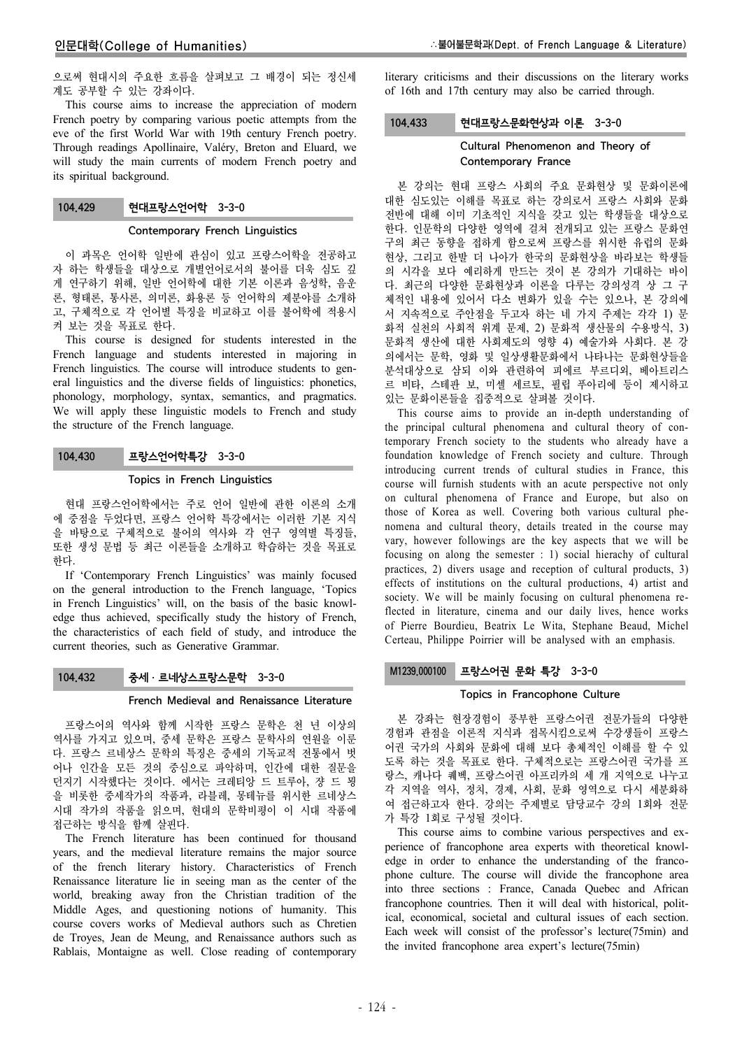으로써 현대시의 주요한 흐름을 살펴보고 그 배경이 되는 정신세계도 공부할 수 있는 강좌이다.

This course aims to increase the appreciation of modern French poetry by comparing various poetic attempts from the eve of the first World War with 19th century French poetry. Through readings Apollinaire, Valéry, Breton and Eluard, we will study the main currents of modern French poetry and its spiritual background.

### 104.429 현대프랑스언어학 3-3-0

**Contemporary French Linguistics**

이 과목은 언어학 일반에 관심이 있고 프랑스어학을 전공하고자 하는 학생들을 대상으로 개별언어로서의 불어를 더욱 심도 깊게 연구하기 위해, 일반 언어학에 대한 기본 이론과 음성학, 음운론, 형태론, 통사론, 의미론, 화용론 등 언어학의 제분야를 소개하고, 구체적으로 각 언어별 특징을 비교하고 이를 불어학에 적용시켜 보는 것을 목표로 한다.

This course is designed for students interested in the French language and students interested in majoring in French linguistics. The course will introduce students to general linguistics and the diverse fields of linguistics: phonetics, phonology, morphology, syntax, semantics, and pragmatics. We will apply these linguistic models to French and study the structure of the French language.

### 104.430 프랑스언어학특강 3-3-0

**Topics in French Linguistics**

현대 프랑스언어학에서는 주로 언어 일반에 관한 이론의 소개에 중점을 두었다면, 프랑스 언어학 특강에서는 이러한 기본 지식을 바탕으로 구체적으로 불어의 역사와 각 연구 영역별 특징들, 또한 생성 문법 등 최근 이론들을 소개하고 학습하는 것을 목표로 한다.

If ‘Contemporary French Linguistics’ was mainly focused on the general introduction to the French language, ‘Topics in French Linguistics’ will, on the basis of the basic knowledge thus achieved, specifically study the history of French, the characteristics of each field of study, and introduce the current theories, such as Generative Grammar.

### 104.432 중세 · 르네상스프랑스문학 3-3-0

**French Medieval and Renaissance Literature**

프랑스어의 역사와 함께 시작한 프랑스 문학은 천 년 이상의 역사를 가지고 있으며, 중세 문학은 프랑스 문학사의 연원을 이룬다. 프랑스 르네상스 문학의 특징은 중세의 기독교적 전통에서 벗어나 인간을 모든 것의 중심으로 파악하며, 인간에 대한 질문을 던지기 시작했다는 것이다. 에서는 크레티앙 드 트루아, 쟝 드 묑을 비롯한 중세작가의 작품과, 라블레, 몽테뉴를 위시한 르네상스 시대 작가의 작품을 읽으며, 현대의 문학비평이 이 시대 작품에 접근하는 방식을 함께 살핀다.

The French literature has been continued for thousand years, and the medieval literature remains the major source of the french literary history. Characteristics of French Renaissance literature lie in seeing man as the center of the world, breaking away fron the Christian tradition of the Middle Ages, and questioning notions of humanity. This course covers works of Medieval authors such as Chretien de Troyes, Jean de Meung, and Renaissance authors such as Rablais, Montaigne as well. Close reading of contemporary literary criticisms and their discussions on the literary works of 16th and 17th century may also be carried through.

### 104.433 현대프랑스문화현상과 이론 3-3-0

**Cultural Phenomenon and Theory of Contemporary France**

본 강의는 현대 프랑스 사회의 주요 문화현상 및 문화이론에 대한 심도있는 이해를 목표로 하는 강의로서 프랑스 사회와 문화 전반에 대해 이미 기초적인 지식을 갖고 있는 학생들을 대상으로 한다. 인문학의 다양한 영역에 걸쳐 전개되고 있는 프랑스 문화연구의 최근 동향을 접하게 함으로써 프랑스를 위시한 유럽의 문화현상, 그리고 한발 더 나아가 한국의 문화현상을 바라보는 학생들의 시각을 보다 예리하게 만드는 것이 본 강의가 기대하는 바이다. 최근의 다양한 문화현상과 이론을 다루는 강의성격 상 그 구체적인 내용에 있어서 다소 변화가 있을 수는 있으나, 본 강의에서 지속적으로 주안점을 두고자 하는 네 가지 주제는 각각 1) 문화적 실천의 사회적 위계 문제, 2) 문화적 생산물의 수용방식, 3) 문화적 생산에 대한 사회제도의 영향 4) 예술가와 사회다. 본 강의에서는 문학, 영화 및 일상생활문화에서 나타나는 문화현상들을 분석대상으로 삼되 이와 관련하여 피에르 부르디외, 베아트리스 르 비타, 스테판 보, 미셸 세르토, 필립 푸아리에 등이 제시하고 있는 문화이론들을 집중적으로 살펴볼 것이다.

This course aims to provide an in-depth understanding of the principal cultural phenomena and cultural theory of contemporary French society to the students who already have a foundation knowledge of French society and culture. Through introducing current trends of cultural studies in France, this course will furnish students with an acute perspective not only on cultural phenomena of France and Europe, but also on those of Korea as well. Covering both various cultural phenomena and cultural theory, details treated in the course may vary, however followings are the key aspects that we will be focusing on along the semester : 1) social hierachy of cultural practices, 2) divers usage and reception of cultural products, 3) effects of institutions on the cultural productions, 4) artist and society. We will be mainly focusing on cultural phenomena reflected in literature, cinema and our daily lives, hence works of Pierre Bourdieu, Beatrix Le Wita, Stephane Beaud, Michel Certeau, Philippe Poirrier will be analysed with an emphasis.

### M1239.000100 프랑스어권 문화 특강 3-3-0

**Topics in Francophone Culture**

본 강좌는 현장경험이 풍부한 프랑스어권 전문가들의 다양한 경험과 관점을 이론적 지식과 접목시킴으로써 수강생들이 프랑스어권 국가의 사회와 문화에 대해 보다 총체적인 이해를 할 수 있도록 하는 것을 목표로 한다. 구체적으로는 프랑스어권 국가를 프랑스, 캐나다 퀘벡, 프랑스어권 아프리카의 세 개 지역으로 나누고 각 지역을 역사, 정치, 경제, 사회, 문화 영역으로 다시 세분화하여 접근하고자 한다. 강의는 주제별로 담당교수 강의 1회와 전문가 특강 1회로 구성될 것이다.

This course aims to combine various perspectives and experience of francophone area experts with theoretical knowledge in order to enhance the understanding of the francophone culture. The course will divide the francophone area into three sections : France, Canada Quebec and African francophone countries. Then it will deal with historical, political, economical, societal and cultural issues of each section. Each week will consist of the professor’s lecture(75min) and the invited francophone area expert’s lecture(75min)